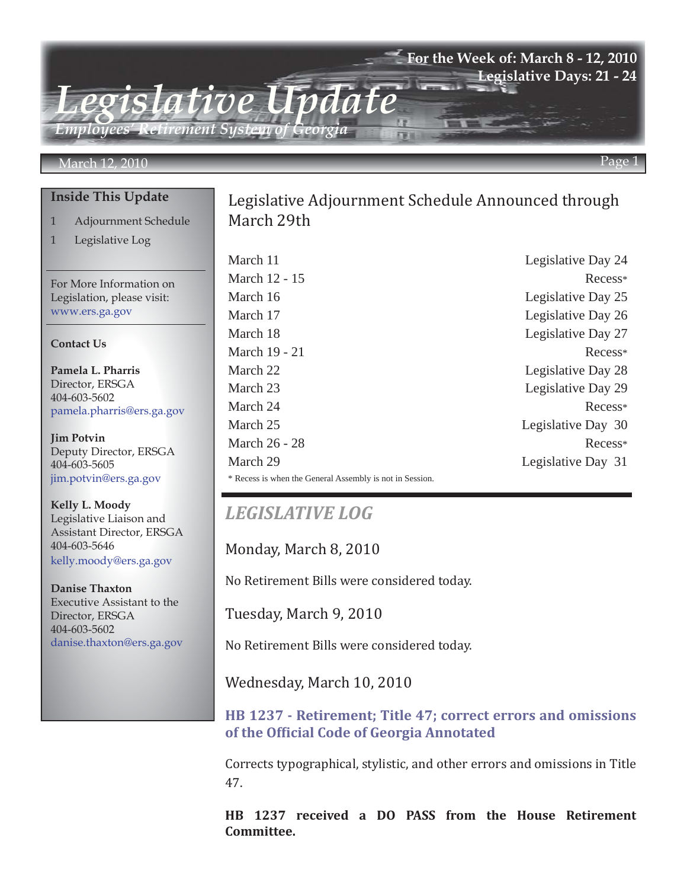# Legislative Update

*Employees' Retirement System of Georgia*

**For the Week of: March 8 - 12, 2010**
**Legislative Days: 21 - 24**

March 12, 2010

## Inside This Update

1 Adjournment Schedule
1 Legislative Log

For More Information on Legislation, please visit: www.ers.ga.gov

**Contact Us**

**Pamela L. Pharris**
Director, ERSGA
404-603-5602
pamela.pharris@ers.ga.gov

**Jim Potvin**
Deputy Director, ERSGA
404-603-5605
jim.potvin@ers.ga.gov

**Kelly L. Moody**
Legislative Liaison and Assistant Director, ERSGA
404-603-5646
kelly.moody@ers.ga.gov

**Danise Thaxton**
Executive Assistant to the Director, ERSGA
404-603-5602
danise.thaxton@ers.ga.gov

## Legislative Adjournment Schedule Announced through March 29th

| Date | Status |
|---|---|
| March 11 | Legislative Day 24 |
| March 12 - 15 | Recess* |
| March 16 | Legislative Day 25 |
| March 17 | Legislative Day 26 |
| March 18 | Legislative Day 27 |
| March 19 - 21 | Recess* |
| March 22 | Legislative Day 28 |
| March 23 | Legislative Day 29 |
| March 24 | Recess* |
| March 25 | Legislative Day 30 |
| March 26 - 28 | Recess* |
| March 29 | Legislative Day 31 |

\* Recess is when the General Assembly is not in Session.

## LEGISLATIVE LOG

### Monday, March 8, 2010

No Retirement Bills were considered today.

### Tuesday, March 9, 2010

No Retirement Bills were considered today.

### Wednesday, March 10, 2010

#### HB 1237 - Retirement; Title 47; correct errors and omissions of the Official Code of Georgia Annotated

Corrects typographical, stylistic, and other errors and omissions in Title 47.

**HB 1237 received a DO PASS from the House Retirement Committee.**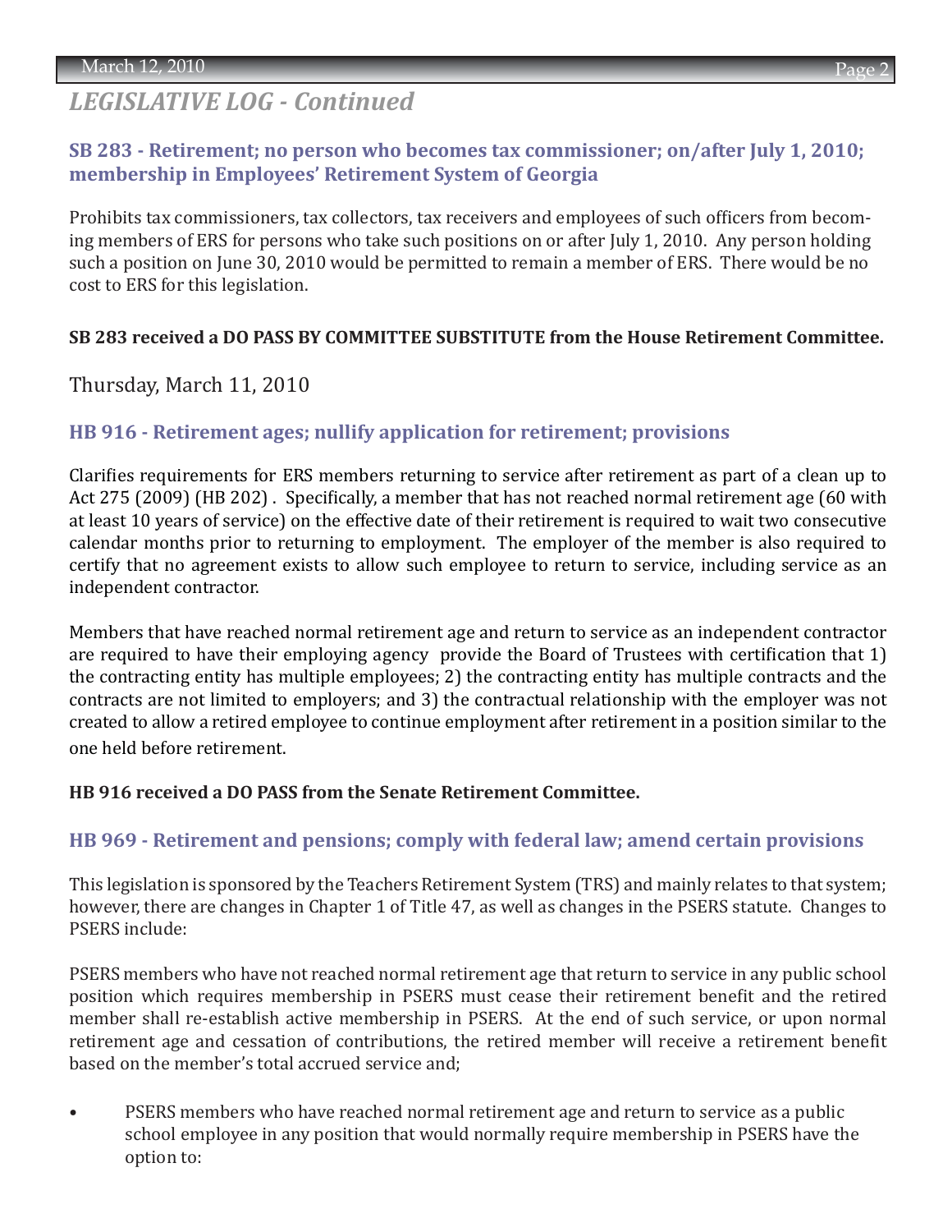## *LEGISLATIVE LOG - Continued*

### SB 283 - Retirement; no person who becomes tax commissioner; on/after July 1, 2010; membership in Employees' Retirement System of Georgia

Prohibits tax commissioners, tax collectors, tax receivers and employees of such officers from becoming members of ERS for persons who take such positions on or after July 1, 2010. Any person holding such a position on June 30, 2010 would be permitted to remain a member of ERS. There would be no cost to ERS for this legislation.

**SB 283 received a DO PASS BY COMMITTEE SUBSTITUTE from the House Retirement Committee.**

Thursday, March 11, 2010

### HB 916 - Retirement ages; nullify application for retirement; provisions

Clarifies requirements for ERS members returning to service after retirement as part of a clean up to Act 275 (2009) (HB 202) . Specifically, a member that has not reached normal retirement age (60 with at least 10 years of service) on the effective date of their retirement is required to wait two consecutive calendar months prior to returning to employment. The employer of the member is also required to certify that no agreement exists to allow such employee to return to service, including service as an independent contractor.

Members that have reached normal retirement age and return to service as an independent contractor are required to have their employing agency provide the Board of Trustees with certification that 1) the contracting entity has multiple employees; 2) the contracting entity has multiple contracts and the contracts are not limited to employers; and 3) the contractual relationship with the employer was not created to allow a retired employee to continue employment after retirement in a position similar to the one held before retirement.

**HB 916 received a DO PASS from the Senate Retirement Committee.**

### HB 969 - Retirement and pensions; comply with federal law; amend certain provisions

This legislation is sponsored by the Teachers Retirement System (TRS) and mainly relates to that system; however, there are changes in Chapter 1 of Title 47, as well as changes in the PSERS statute. Changes to PSERS include:

PSERS members who have not reached normal retirement age that return to service in any public school position which requires membership in PSERS must cease their retirement benefit and the retired member shall re-establish active membership in PSERS. At the end of such service, or upon normal retirement age and cessation of contributions, the retired member will receive a retirement benefit based on the member's total accrued service and;

- PSERS members who have reached normal retirement age and return to service as a public school employee in any position that would normally require membership in PSERS have the option to: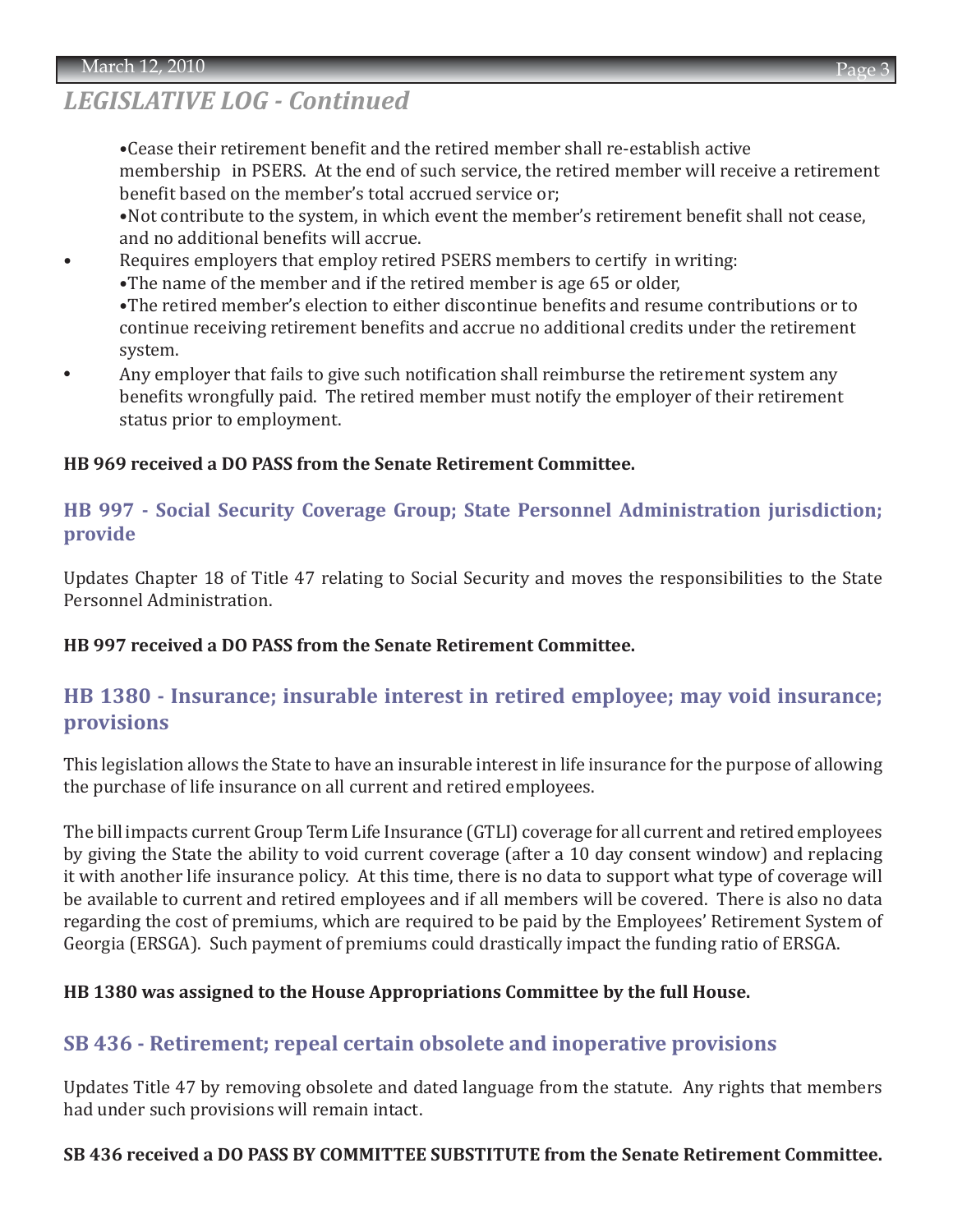## LEGISLATIVE LOG - Continued

- •Cease their retirement benefit and the retired member shall re-establish active membership in PSERS. At the end of such service, the retired member will receive a retirement benefit based on the member's total accrued service or;
- •Not contribute to the system, in which event the member's retirement benefit shall not cease, and no additional benefits will accrue.

- Requires employers that employ retired PSERS members to certify in writing:
  - •The name of the member and if the retired member is age 65 or older,
  - •The retired member's election to either discontinue benefits and resume contributions or to continue receiving retirement benefits and accrue no additional credits under the retirement system.
- Any employer that fails to give such notification shall reimburse the retirement system any benefits wrongfully paid. The retired member must notify the employer of their retirement status prior to employment.

**HB 969 received a DO PASS from the Senate Retirement Committee.**

### HB 997 - Social Security Coverage Group; State Personnel Administration jurisdiction; provide

Updates Chapter 18 of Title 47 relating to Social Security and moves the responsibilities to the State Personnel Administration.

**HB 997 received a DO PASS from the Senate Retirement Committee.**

### HB 1380 - Insurance; insurable interest in retired employee; may void insurance; provisions

This legislation allows the State to have an insurable interest in life insurance for the purpose of allowing the purchase of life insurance on all current and retired employees.

The bill impacts current Group Term Life Insurance (GTLI) coverage for all current and retired employees by giving the State the ability to void current coverage (after a 10 day consent window) and replacing it with another life insurance policy. At this time, there is no data to support what type of coverage will be available to current and retired employees and if all members will be covered. There is also no data regarding the cost of premiums, which are required to be paid by the Employees' Retirement System of Georgia (ERSGA). Such payment of premiums could drastically impact the funding ratio of ERSGA.

**HB 1380 was assigned to the House Appropriations Committee by the full House.**

### SB 436 - Retirement; repeal certain obsolete and inoperative provisions

Updates Title 47 by removing obsolete and dated language from the statute. Any rights that members had under such provisions will remain intact.

**SB 436 received a DO PASS BY COMMITTEE SUBSTITUTE from the Senate Retirement Committee.**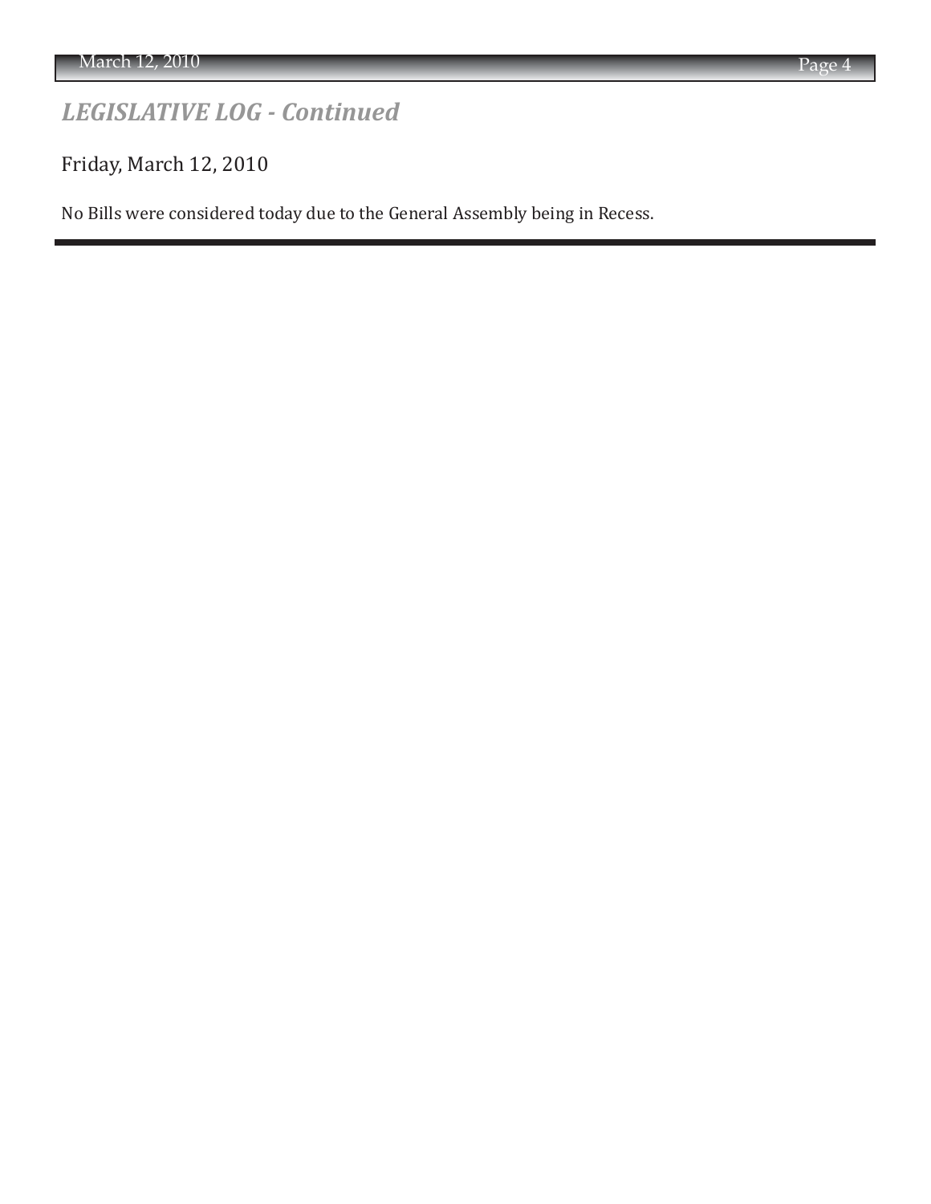## *LEGISLATIVE LOG - Continued*

Friday, March 12, 2010

No Bills were considered today due to the General Assembly being in Recess.